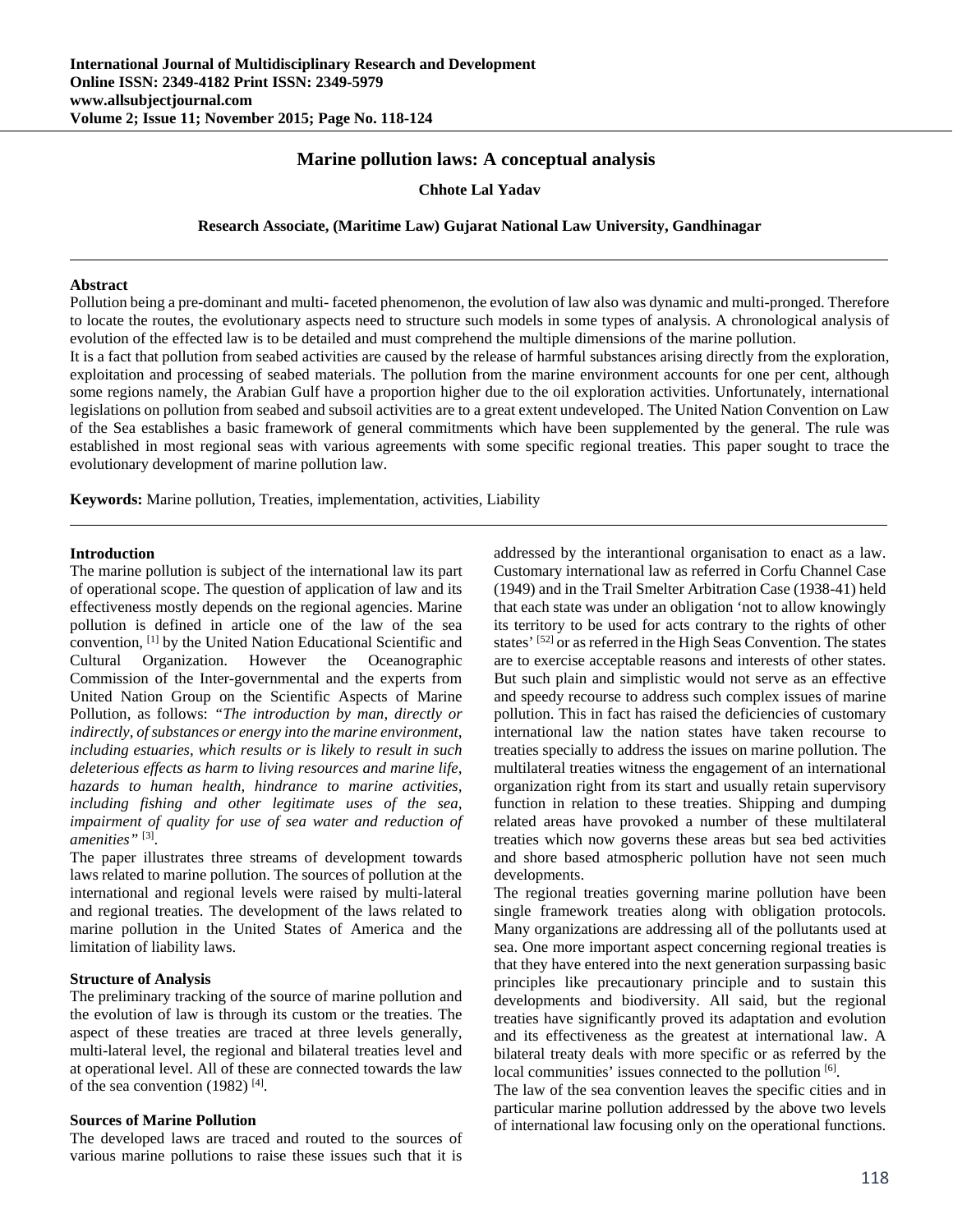# Marine pollution laws: A conceptual analysis

**Chhote Lal Yadav**

**Research Associate, (Maritime Law) Gujarat National Law University, Gandhinagar**

---

**Abstract**

Pollution being a pre-dominant and multi- faceted phenomenon, the evolution of law also was dynamic and multi-pronged. Therefore to locate the routes, the evolutionary aspects need to structure such models in some types of analysis. A chronological analysis of evolution of the effected law is to be detailed and must comprehend the multiple dimensions of the marine pollution.

It is a fact that pollution from seabed activities are caused by the release of harmful substances arising directly from the exploration, exploitation and processing of seabed materials. The pollution from the marine environment accounts for one per cent, although some regions namely, the Arabian Gulf have a proportion higher due to the oil exploration activities. Unfortunately, international legislations on pollution from seabed and subsoil activities are to a great extent undeveloped. The United Nation Convention on Law of the Sea establishes a basic framework of general commitments which have been supplemented by the general. The rule was established in most regional seas with various agreements with some specific regional treaties. This paper sought to trace the evolutionary development of marine pollution law.

**Keywords:** Marine pollution, Treaties, implementation, activities, Liability

---

## Introduction

The marine pollution is subject of the international law its part of operational scope. The question of application of law and its effectiveness mostly depends on the regional agencies. Marine pollution is defined in article one of the law of the sea convention, [1] by the United Nation Educational Scientific and Cultural Organization. However the Oceanographic Commission of the Inter-governmental and the experts from United Nation Group on the Scientific Aspects of Marine Pollution, as follows: *"The introduction by man, directly or indirectly, of substances or energy into the marine environment, including estuaries, which results or is likely to result in such deleterious effects as harm to living resources and marine life, hazards to human health, hindrance to marine activities, including fishing and other legitimate uses of the sea, impairment of quality for use of sea water and reduction of amenities"* [3].

The paper illustrates three streams of development towards laws related to marine pollution. The sources of pollution at the international and regional levels were raised by multi-lateral and regional treaties. The development of the laws related to marine pollution in the United States of America and the limitation of liability laws.

### Structure of Analysis

The preliminary tracking of the source of marine pollution and the evolution of law is through its custom or the treaties. The aspect of these treaties are traced at three levels generally, multi-lateral level, the regional and bilateral treaties level and at operational level. All of these are connected towards the law of the sea convention (1982) [4].

### Sources of Marine Pollution

The developed laws are traced and routed to the sources of various marine pollutions to raise these issues such that it is addressed by the interantional organisation to enact as a law. Customary international law as referred in Corfu Channel Case (1949) and in the Trail Smelter Arbitration Case (1938-41) held that each state was under an obligation 'not to allow knowingly its territory to be used for acts contrary to the rights of other states' [52] or as referred in the High Seas Convention. The states are to exercise acceptable reasons and interests of other states. But such plain and simplistic would not serve as an effective and speedy recourse to address such complex issues of marine pollution. This in fact has raised the deficiencies of customary international law the nation states have taken recourse to treaties specially to address the issues on marine pollution. The multilateral treaties witness the engagement of an international organization right from its start and usually retain supervisory function in relation to these treaties. Shipping and dumping related areas have provoked a number of these multilateral treaties which now governs these areas but sea bed activities and shore based atmospheric pollution have not seen much developments.

The regional treaties governing marine pollution have been single framework treaties along with obligation protocols. Many organizations are addressing all of the pollutants used at sea. One more important aspect concerning regional treaties is that they have entered into the next generation surpassing basic principles like precautionary principle and to sustain this developments and biodiversity. All said, but the regional treaties have significantly proved its adaptation and evolution and its effectiveness as the greatest at international law. A bilateral treaty deals with more specific or as referred by the local communities' issues connected to the pollution [6].

The law of the sea convention leaves the specific cities and in particular marine pollution addressed by the above two levels of international law focusing only on the operational functions.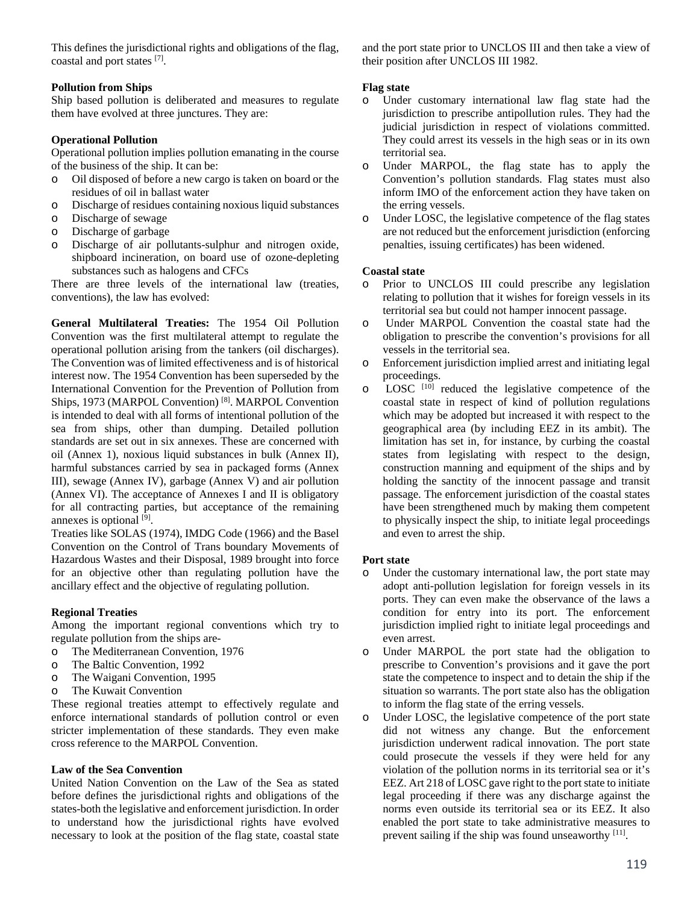This defines the jurisdictional rights and obligations of the flag, coastal and port states [7].

**Pollution from Ships**

Ship based pollution is deliberated and measures to regulate them have evolved at three junctures. They are:

**Operational Pollution**

Operational pollution implies pollution emanating in the course of the business of the ship. It can be:

- Oil disposed of before a new cargo is taken on board or the residues of oil in ballast water
- Discharge of residues containing noxious liquid substances
- Discharge of sewage
- Discharge of garbage
- Discharge of air pollutants-sulphur and nitrogen oxide, shipboard incineration, on board use of ozone-depleting substances such as halogens and CFCs

There are three levels of the international law (treaties, conventions), the law has evolved:

**General Multilateral Treaties:** The 1954 Oil Pollution Convention was the first multilateral attempt to regulate the operational pollution arising from the tankers (oil discharges). The Convention was of limited effectiveness and is of historical interest now. The 1954 Convention has been superseded by the International Convention for the Prevention of Pollution from Ships, 1973 (MARPOL Convention) [8]. MARPOL Convention is intended to deal with all forms of intentional pollution of the sea from ships, other than dumping. Detailed pollution standards are set out in six annexes. These are concerned with oil (Annex 1), noxious liquid substances in bulk (Annex II), harmful substances carried by sea in packaged forms (Annex III), sewage (Annex IV), garbage (Annex V) and air pollution (Annex VI). The acceptance of Annexes I and II is obligatory for all contracting parties, but acceptance of the remaining annexes is optional [9].

Treaties like SOLAS (1974), IMDG Code (1966) and the Basel Convention on the Control of Trans boundary Movements of Hazardous Wastes and their Disposal, 1989 brought into force for an objective other than regulating pollution have the ancillary effect and the objective of regulating pollution.

**Regional Treaties**

Among the important regional conventions which try to regulate pollution from the ships are-

- The Mediterranean Convention, 1976
- The Baltic Convention, 1992
- The Waigani Convention, 1995
- The Kuwait Convention

These regional treaties attempt to effectively regulate and enforce international standards of pollution control or even stricter implementation of these standards. They even make cross reference to the MARPOL Convention.

**Law of the Sea Convention**

United Nation Convention on the Law of the Sea as stated before defines the jurisdictional rights and obligations of the states-both the legislative and enforcement jurisdiction. In order to understand how the jurisdictional rights have evolved necessary to look at the position of the flag state, coastal state and the port state prior to UNCLOS III and then take a view of their position after UNCLOS III 1982.

**Flag state**

- Under customary international law flag state had the jurisdiction to prescribe antipollution rules. They had the judicial jurisdiction in respect of violations committed. They could arrest its vessels in the high seas or in its own territorial sea.
- Under MARPOL, the flag state has to apply the Convention's pollution standards. Flag states must also inform IMO of the enforcement action they have taken on the erring vessels.
- Under LOSC, the legislative competence of the flag states are not reduced but the enforcement jurisdiction (enforcing penalties, issuing certificates) has been widened.

**Coastal state**

- Prior to UNCLOS III could prescribe any legislation relating to pollution that it wishes for foreign vessels in its territorial sea but could not hamper innocent passage.
- Under MARPOL Convention the coastal state had the obligation to prescribe the convention's provisions for all vessels in the territorial sea.
- Enforcement jurisdiction implied arrest and initiating legal proceedings.
- LOSC [10] reduced the legislative competence of the coastal state in respect of kind of pollution regulations which may be adopted but increased it with respect to the geographical area (by including EEZ in its ambit). The limitation has set in, for instance, by curbing the coastal states from legislating with respect to the design, construction manning and equipment of the ships and by holding the sanctity of the innocent passage and transit passage. The enforcement jurisdiction of the coastal states have been strengthened much by making them competent to physically inspect the ship, to initiate legal proceedings and even to arrest the ship.

**Port state**

- Under the customary international law, the port state may adopt anti-pollution legislation for foreign vessels in its ports. They can even make the observance of the laws a condition for entry into its port. The enforcement jurisdiction implied right to initiate legal proceedings and even arrest.
- Under MARPOL the port state had the obligation to prescribe to Convention's provisions and it gave the port state the competence to inspect and to detain the ship if the situation so warrants. The port state also has the obligation to inform the flag state of the erring vessels.
- Under LOSC, the legislative competence of the port state did not witness any change. But the enforcement jurisdiction underwent radical innovation. The port state could prosecute the vessels if they were held for any violation of the pollution norms in its territorial sea or it's EEZ. Art 218 of LOSC gave right to the port state to initiate legal proceeding if there was any discharge against the norms even outside its territorial sea or its EEZ. It also enabled the port state to take administrative measures to prevent sailing if the ship was found unseaworthy [11].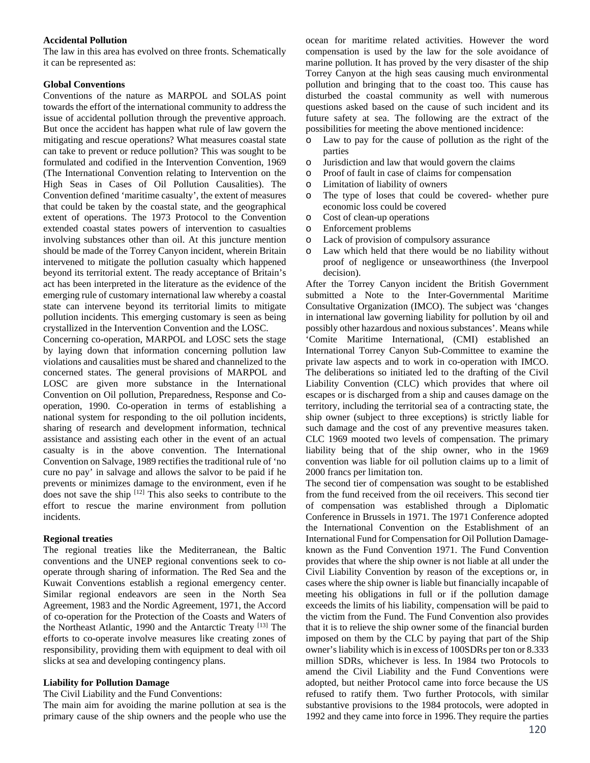**Accidental Pollution**

The law in this area has evolved on three fronts. Schematically it can be represented as:

**Global Conventions**

Conventions of the nature as MARPOL and SOLAS point towards the effort of the international community to address the issue of accidental pollution through the preventive approach. But once the accident has happen what rule of law govern the mitigating and rescue operations? What measures coastal state can take to prevent or reduce pollution? This was sought to be formulated and codified in the Intervention Convention, 1969 (The International Convention relating to Intervention on the High Seas in Cases of Oil Pollution Causalities). The Convention defined 'maritime casualty', the extent of measures that could be taken by the coastal state, and the geographical extent of operations. The 1973 Protocol to the Convention extended coastal states powers of intervention to casualties involving substances other than oil. At this juncture mention should be made of the Torrey Canyon incident, wherein Britain intervened to mitigate the pollution casualty which happened beyond its territorial extent. The ready acceptance of Britain's act has been interpreted in the literature as the evidence of the emerging rule of customary international law whereby a coastal state can intervene beyond its territorial limits to mitigate pollution incidents. This emerging customary is seen as being crystallized in the Intervention Convention and the LOSC.

Concerning co-operation, MARPOL and LOSC sets the stage by laying down that information concerning pollution law violations and causalities must be shared and channelized to the concerned states. The general provisions of MARPOL and LOSC are given more substance in the International Convention on Oil pollution, Preparedness, Response and Co-operation, 1990. Co-operation in terms of establishing a national system for responding to the oil pollution incidents, sharing of research and development information, technical assistance and assisting each other in the event of an actual casualty is in the above convention. The International Convention on Salvage, 1989 rectifies the traditional rule of 'no cure no pay' in salvage and allows the salvor to be paid if he prevents or minimizes damage to the environment, even if he does not save the ship [12] This also seeks to contribute to the effort to rescue the marine environment from pollution incidents.

**Regional treaties**

The regional treaties like the Mediterranean, the Baltic conventions and the UNEP regional conventions seek to co-operate through sharing of information. The Red Sea and the Kuwait Conventions establish a regional emergency center. Similar regional endeavors are seen in the North Sea Agreement, 1983 and the Nordic Agreement, 1971, the Accord of co-operation for the Protection of the Coasts and Waters of the Northeast Atlantic, 1990 and the Antarctic Treaty [13] The efforts to co-operate involve measures like creating zones of responsibility, providing them with equipment to deal with oil slicks at sea and developing contingency plans.

**Liability for Pollution Damage**

The Civil Liability and the Fund Conventions:

The main aim for avoiding the marine pollution at sea is the primary cause of the ship owners and the people who use the ocean for maritime related activities. However the word compensation is used by the law for the sole avoidance of marine pollution. It has proved by the very disaster of the ship Torrey Canyon at the high seas causing much environmental pollution and bringing that to the coast too. This cause has disturbed the coastal community as well with numerous questions asked based on the cause of such incident and its future safety at sea. The following are the extract of the possibilities for meeting the above mentioned incidence:

- Law to pay for the cause of pollution as the right of the parties
- Jurisdiction and law that would govern the claims
- Proof of fault in case of claims for compensation
- Limitation of liability of owners
- The type of loses that could be covered- whether pure economic loss could be covered
- Cost of clean-up operations
- Enforcement problems
- Lack of provision of compulsory assurance
- Law which held that there would be no liability without proof of negligence or unseaworthiness (the Inverpool decision).

After the Torrey Canyon incident the British Government submitted a Note to the Inter-Governmental Maritime Consultative Organization (IMCO). The subject was 'changes in international law governing liability for pollution by oil and possibly other hazardous and noxious substances'. Means while 'Comite Maritime International, (CMI) established an International Torrey Canyon Sub-Committee to examine the private law aspects and to work in co-operation with IMCO. The deliberations so initiated led to the drafting of the Civil Liability Convention (CLC) which provides that where oil escapes or is discharged from a ship and causes damage on the territory, including the territorial sea of a contracting state, the ship owner (subject to three exceptions) is strictly liable for such damage and the cost of any preventive measures taken. CLC 1969 mooted two levels of compensation. The primary liability being that of the ship owner, who in the 1969 convention was liable for oil pollution claims up to a limit of 2000 francs per limitation ton.

The second tier of compensation was sought to be established from the fund received from the oil receivers. This second tier of compensation was established through a Diplomatic Conference in Brussels in 1971. The 1971 Conference adopted the International Convention on the Establishment of an International Fund for Compensation for Oil Pollution Damage- known as the Fund Convention 1971. The Fund Convention provides that where the ship owner is not liable at all under the Civil Liability Convention by reason of the exceptions or, in cases where the ship owner is liable but financially incapable of meeting his obligations in full or if the pollution damage exceeds the limits of his liability, compensation will be paid to the victim from the Fund. The Fund Convention also provides that it is to relieve the ship owner some of the financial burden imposed on them by the CLC by paying that part of the Ship owner's liability which is in excess of 100SDRs per ton or 8.333 million SDRs, whichever is less. In 1984 two Protocols to amend the Civil Liability and the Fund Conventions were adopted, but neither Protocol came into force because the US refused to ratify them. Two further Protocols, with similar substantive provisions to the 1984 protocols, were adopted in 1992 and they came into force in 1996. They require the parties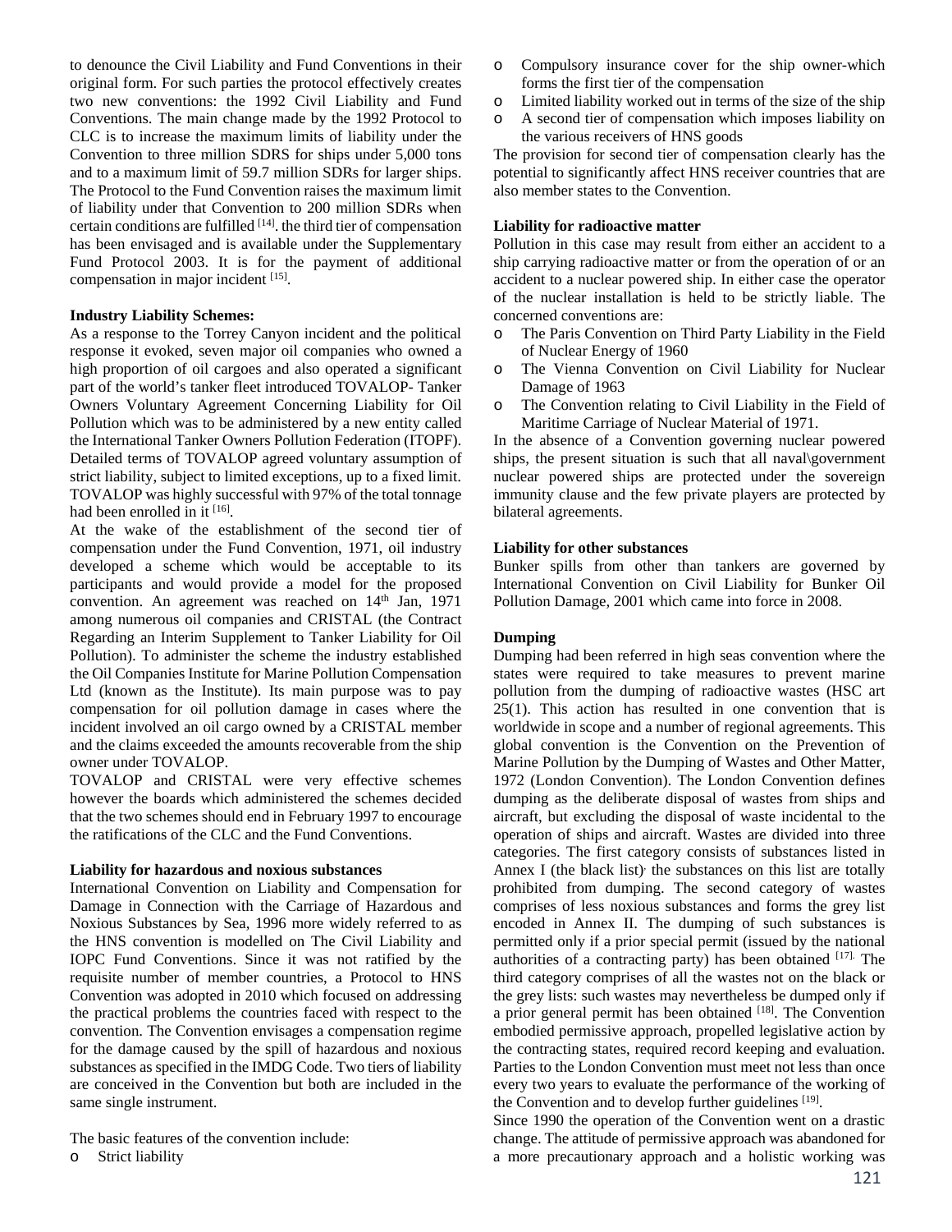to denounce the Civil Liability and Fund Conventions in their original form. For such parties the protocol effectively creates two new conventions: the 1992 Civil Liability and Fund Conventions. The main change made by the 1992 Protocol to CLC is to increase the maximum limits of liability under the Convention to three million SDRS for ships under 5,000 tons and to a maximum limit of 59.7 million SDRs for larger ships. The Protocol to the Fund Convention raises the maximum limit of liability under that Convention to 200 million SDRs when certain conditions are fulfilled [14]. the third tier of compensation has been envisaged and is available under the Supplementary Fund Protocol 2003. It is for the payment of additional compensation in major incident [15].

**Industry Liability Schemes:**

As a response to the Torrey Canyon incident and the political response it evoked, seven major oil companies who owned a high proportion of oil cargoes and also operated a significant part of the world's tanker fleet introduced TOVALOP- Tanker Owners Voluntary Agreement Concerning Liability for Oil Pollution which was to be administered by a new entity called the International Tanker Owners Pollution Federation (ITOPF). Detailed terms of TOVALOP agreed voluntary assumption of strict liability, subject to limited exceptions, up to a fixed limit. TOVALOP was highly successful with 97% of the total tonnage had been enrolled in it [16].

At the wake of the establishment of the second tier of compensation under the Fund Convention, 1971, oil industry developed a scheme which would be acceptable to its participants and would provide a model for the proposed convention. An agreement was reached on 14th Jan, 1971 among numerous oil companies and CRISTAL (the Contract Regarding an Interim Supplement to Tanker Liability for Oil Pollution). To administer the scheme the industry established the Oil Companies Institute for Marine Pollution Compensation Ltd (known as the Institute). Its main purpose was to pay compensation for oil pollution damage in cases where the incident involved an oil cargo owned by a CRISTAL member and the claims exceeded the amounts recoverable from the ship owner under TOVALOP.

TOVALOP and CRISTAL were very effective schemes however the boards which administered the schemes decided that the two schemes should end in February 1997 to encourage the ratifications of the CLC and the Fund Conventions.

**Liability for hazardous and noxious substances**

International Convention on Liability and Compensation for Damage in Connection with the Carriage of Hazardous and Noxious Substances by Sea, 1996 more widely referred to as the HNS convention is modelled on The Civil Liability and IOPC Fund Conventions. Since it was not ratified by the requisite number of member countries, a Protocol to HNS Convention was adopted in 2010 which focused on addressing the practical problems the countries faced with respect to the convention. The Convention envisages a compensation regime for the damage caused by the spill of hazardous and noxious substances as specified in the IMDG Code. Two tiers of liability are conceived in the Convention but both are included in the same single instrument.

The basic features of the convention include:

- Strict liability
- Compulsory insurance cover for the ship owner-which forms the first tier of the compensation
- Limited liability worked out in terms of the size of the ship
- A second tier of compensation which imposes liability on the various receivers of HNS goods

The provision for second tier of compensation clearly has the potential to significantly affect HNS receiver countries that are also member states to the Convention.

**Liability for radioactive matter**

Pollution in this case may result from either an accident to a ship carrying radioactive matter or from the operation of or an accident to a nuclear powered ship. In either case the operator of the nuclear installation is held to be strictly liable. The concerned conventions are:

- The Paris Convention on Third Party Liability in the Field of Nuclear Energy of 1960
- The Vienna Convention on Civil Liability for Nuclear Damage of 1963
- The Convention relating to Civil Liability in the Field of Maritime Carriage of Nuclear Material of 1971.

In the absence of a Convention governing nuclear powered ships, the present situation is such that all naval\government nuclear powered ships are protected under the sovereign immunity clause and the few private players are protected by bilateral agreements.

**Liability for other substances**

Bunker spills from other than tankers are governed by International Convention on Civil Liability for Bunker Oil Pollution Damage, 2001 which came into force in 2008.

**Dumping**

Dumping had been referred in high seas convention where the states were required to take measures to prevent marine pollution from the dumping of radioactive wastes (HSC art 25(1). This action has resulted in one convention that is worldwide in scope and a number of regional agreements. This global convention is the Convention on the Prevention of Marine Pollution by the Dumping of Wastes and Other Matter, 1972 (London Convention). The London Convention defines dumping as the deliberate disposal of wastes from ships and aircraft, but excluding the disposal of waste incidental to the operation of ships and aircraft. Wastes are divided into three categories. The first category consists of substances listed in Annex I (the black list), the substances on this list are totally prohibited from dumping. The second category of wastes comprises of less noxious substances and forms the grey list encoded in Annex II. The dumping of such substances is permitted only if a prior special permit (issued by the national authorities of a contracting party) has been obtained [17]. The third category comprises of all the wastes not on the black or the grey lists: such wastes may nevertheless be dumped only if a prior general permit has been obtained [18]. The Convention embodied permissive approach, propelled legislative action by the contracting states, required record keeping and evaluation. Parties to the London Convention must meet not less than once every two years to evaluate the performance of the working of the Convention and to develop further guidelines [19].

Since 1990 the operation of the Convention went on a drastic change. The attitude of permissive approach was abandoned for a more precautionary approach and a holistic working was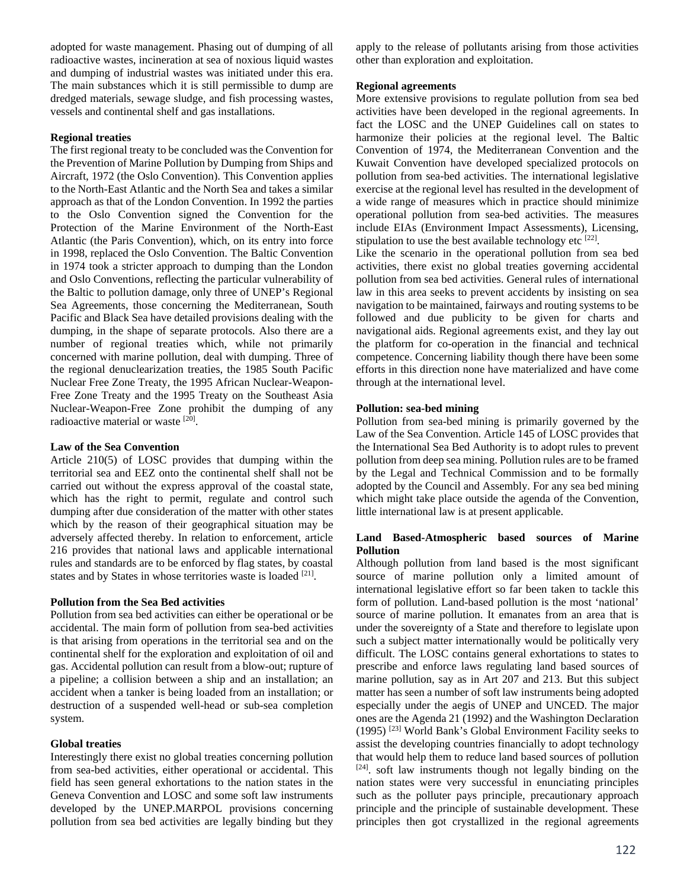adopted for waste management. Phasing out of dumping of all radioactive wastes, incineration at sea of noxious liquid wastes and dumping of industrial wastes was initiated under this era. The main substances which it is still permissible to dump are dredged materials, sewage sludge, and fish processing wastes, vessels and continental shelf and gas installations.

**Regional treaties**

The first regional treaty to be concluded was the Convention for the Prevention of Marine Pollution by Dumping from Ships and Aircraft, 1972 (the Oslo Convention). This Convention applies to the North-East Atlantic and the North Sea and takes a similar approach as that of the London Convention. In 1992 the parties to the Oslo Convention signed the Convention for the Protection of the Marine Environment of the North-East Atlantic (the Paris Convention), which, on its entry into force in 1998, replaced the Oslo Convention. The Baltic Convention in 1974 took a stricter approach to dumping than the London and Oslo Conventions, reflecting the particular vulnerability of the Baltic to pollution damage, only three of UNEP's Regional Sea Agreements, those concerning the Mediterranean, South Pacific and Black Sea have detailed provisions dealing with the dumping, in the shape of separate protocols. Also there are a number of regional treaties which, while not primarily concerned with marine pollution, deal with dumping. Three of the regional denuclearization treaties, the 1985 South Pacific Nuclear Free Zone Treaty, the 1995 African Nuclear-Weapon-Free Zone Treaty and the 1995 Treaty on the Southeast Asia Nuclear-Weapon-Free Zone prohibit the dumping of any radioactive material or waste [20].

**Law of the Sea Convention**

Article 210(5) of LOSC provides that dumping within the territorial sea and EEZ onto the continental shelf shall not be carried out without the express approval of the coastal state, which has the right to permit, regulate and control such dumping after due consideration of the matter with other states which by the reason of their geographical situation may be adversely affected thereby. In relation to enforcement, article 216 provides that national laws and applicable international rules and standards are to be enforced by flag states, by coastal states and by States in whose territories waste is loaded [21].

**Pollution from the Sea Bed activities**

Pollution from sea bed activities can either be operational or be accidental. The main form of pollution from sea-bed activities is that arising from operations in the territorial sea and on the continental shelf for the exploration and exploitation of oil and gas. Accidental pollution can result from a blow-out; rupture of a pipeline; a collision between a ship and an installation; an accident when a tanker is being loaded from an installation; or destruction of a suspended well-head or sub-sea completion system.

**Global treaties**

Interestingly there exist no global treaties concerning pollution from sea-bed activities, either operational or accidental. This field has seen general exhortations to the nation states in the Geneva Convention and LOSC and some soft law instruments developed by the UNEP.MARPOL provisions concerning pollution from sea bed activities are legally binding but they apply to the release of pollutants arising from those activities other than exploration and exploitation.

**Regional agreements**

More extensive provisions to regulate pollution from sea bed activities have been developed in the regional agreements. In fact the LOSC and the UNEP Guidelines call on states to harmonize their policies at the regional level. The Baltic Convention of 1974, the Mediterranean Convention and the Kuwait Convention have developed specialized protocols on pollution from sea-bed activities. The international legislative exercise at the regional level has resulted in the development of a wide range of measures which in practice should minimize operational pollution from sea-bed activities. The measures include EIAs (Environment Impact Assessments), Licensing, stipulation to use the best available technology etc [22].

Like the scenario in the operational pollution from sea bed activities, there exist no global treaties governing accidental pollution from sea bed activities. General rules of international law in this area seeks to prevent accidents by insisting on sea navigation to be maintained, fairways and routing systems to be followed and due publicity to be given for charts and navigational aids. Regional agreements exist, and they lay out the platform for co-operation in the financial and technical competence. Concerning liability though there have been some efforts in this direction none have materialized and have come through at the international level.

**Pollution: sea-bed mining**

Pollution from sea-bed mining is primarily governed by the Law of the Sea Convention. Article 145 of LOSC provides that the International Sea Bed Authority is to adopt rules to prevent pollution from deep sea mining. Pollution rules are to be framed by the Legal and Technical Commission and to be formally adopted by the Council and Assembly. For any sea bed mining which might take place outside the agenda of the Convention, little international law is at present applicable.

**Land Based-Atmospheric based sources of Marine Pollution**

Although pollution from land based is the most significant source of marine pollution only a limited amount of international legislative effort so far been taken to tackle this form of pollution. Land-based pollution is the most 'national' source of marine pollution. It emanates from an area that is under the sovereignty of a State and therefore to legislate upon such a subject matter internationally would be politically very difficult. The LOSC contains general exhortations to states to prescribe and enforce laws regulating land based sources of marine pollution, say as in Art 207 and 213. But this subject matter has seen a number of soft law instruments being adopted especially under the aegis of UNEP and UNCED. The major ones are the Agenda 21 (1992) and the Washington Declaration (1995) [23] World Bank's Global Environment Facility seeks to assist the developing countries financially to adopt technology that would help them to reduce land based sources of pollution [24]. soft law instruments though not legally binding on the nation states were very successful in enunciating principles such as the polluter pays principle, precautionary approach principle and the principle of sustainable development. These principles then got crystallized in the regional agreements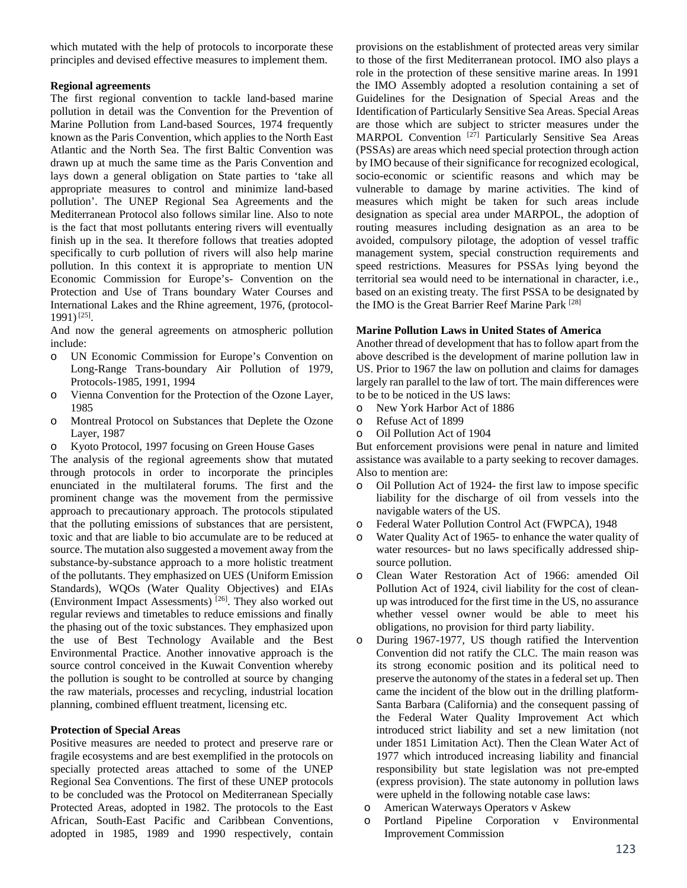which mutated with the help of protocols to incorporate these principles and devised effective measures to implement them.

**Regional agreements**

The first regional convention to tackle land-based marine pollution in detail was the Convention for the Prevention of Marine Pollution from Land-based Sources, 1974 frequently known as the Paris Convention, which applies to the North East Atlantic and the North Sea. The first Baltic Convention was drawn up at much the same time as the Paris Convention and lays down a general obligation on State parties to 'take all appropriate measures to control and minimize land-based pollution'. The UNEP Regional Sea Agreements and the Mediterranean Protocol also follows similar line. Also to note is the fact that most pollutants entering rivers will eventually finish up in the sea. It therefore follows that treaties adopted specifically to curb pollution of rivers will also help marine pollution. In this context it is appropriate to mention UN Economic Commission for Europe's- Convention on the Protection and Use of Trans boundary Water Courses and International Lakes and the Rhine agreement, 1976, (protocol-1991) [25].

And now the general agreements on atmospheric pollution include:

- UN Economic Commission for Europe's Convention on Long-Range Trans-boundary Air Pollution of 1979, Protocols-1985, 1991, 1994
- Vienna Convention for the Protection of the Ozone Layer, 1985
- Montreal Protocol on Substances that Deplete the Ozone Layer, 1987
- Kyoto Protocol, 1997 focusing on Green House Gases

The analysis of the regional agreements show that mutated through protocols in order to incorporate the principles enunciated in the multilateral forums. The first and the prominent change was the movement from the permissive approach to precautionary approach. The protocols stipulated that the polluting emissions of substances that are persistent, toxic and that are liable to bio accumulate are to be reduced at source. The mutation also suggested a movement away from the substance-by-substance approach to a more holistic treatment of the pollutants. They emphasized on UES (Uniform Emission Standards), WQOs (Water Quality Objectives) and EIAs (Environment Impact Assessments) [26]. They also worked out regular reviews and timetables to reduce emissions and finally the phasing out of the toxic substances. They emphasized upon the use of Best Technology Available and the Best Environmental Practice. Another innovative approach is the source control conceived in the Kuwait Convention whereby the pollution is sought to be controlled at source by changing the raw materials, processes and recycling, industrial location planning, combined effluent treatment, licensing etc.

**Protection of Special Areas**

Positive measures are needed to protect and preserve rare or fragile ecosystems and are best exemplified in the protocols on specially protected areas attached to some of the UNEP Regional Sea Conventions. The first of these UNEP protocols to be concluded was the Protocol on Mediterranean Specially Protected Areas, adopted in 1982. The protocols to the East African, South-East Pacific and Caribbean Conventions, adopted in 1985, 1989 and 1990 respectively, contain provisions on the establishment of protected areas very similar to those of the first Mediterranean protocol. IMO also plays a role in the protection of these sensitive marine areas. In 1991 the IMO Assembly adopted a resolution containing a set of Guidelines for the Designation of Special Areas and the Identification of Particularly Sensitive Sea Areas. Special Areas are those which are subject to stricter measures under the MARPOL Convention [27] Particularly Sensitive Sea Areas (PSSAs) are areas which need special protection through action by IMO because of their significance for recognized ecological, socio-economic or scientific reasons and which may be vulnerable to damage by marine activities. The kind of measures which might be taken for such areas include designation as special area under MARPOL, the adoption of routing measures including designation as an area to be avoided, compulsory pilotage, the adoption of vessel traffic management system, special construction requirements and speed restrictions. Measures for PSSAs lying beyond the territorial sea would need to be international in character, i.e., based on an existing treaty. The first PSSA to be designated by the IMO is the Great Barrier Reef Marine Park [28]

**Marine Pollution Laws in United States of America**

Another thread of development that has to follow apart from the above described is the development of marine pollution law in US. Prior to 1967 the law on pollution and claims for damages largely ran parallel to the law of tort. The main differences were to be to be noticed in the US laws:

- New York Harbor Act of 1886
- Refuse Act of 1899
- Oil Pollution Act of 1904

But enforcement provisions were penal in nature and limited assistance was available to a party seeking to recover damages. Also to mention are:

- Oil Pollution Act of 1924- the first law to impose specific liability for the discharge of oil from vessels into the navigable waters of the US.
- Federal Water Pollution Control Act (FWPCA), 1948
- Water Quality Act of 1965- to enhance the water quality of water resources- but no laws specifically addressed ship-source pollution.
- Clean Water Restoration Act of 1966: amended Oil Pollution Act of 1924, civil liability for the cost of clean-up was introduced for the first time in the US, no assurance whether vessel owner would be able to meet his obligations, no provision for third party liability.
- During 1967-1977, US though ratified the Intervention Convention did not ratify the CLC. The main reason was its strong economic position and its political need to preserve the autonomy of the states in a federal set up. Then came the incident of the blow out in the drilling platform-Santa Barbara (California) and the consequent passing of the Federal Water Quality Improvement Act which introduced strict liability and set a new limitation (not under 1851 Limitation Act). Then the Clean Water Act of 1977 which introduced increasing liability and financial responsibility but state legislation was not pre-empted (express provision). The state autonomy in pollution laws were upheld in the following notable case laws:
  - American Waterways Operators v Askew
  - Portland Pipeline Corporation v Environmental Improvement Commission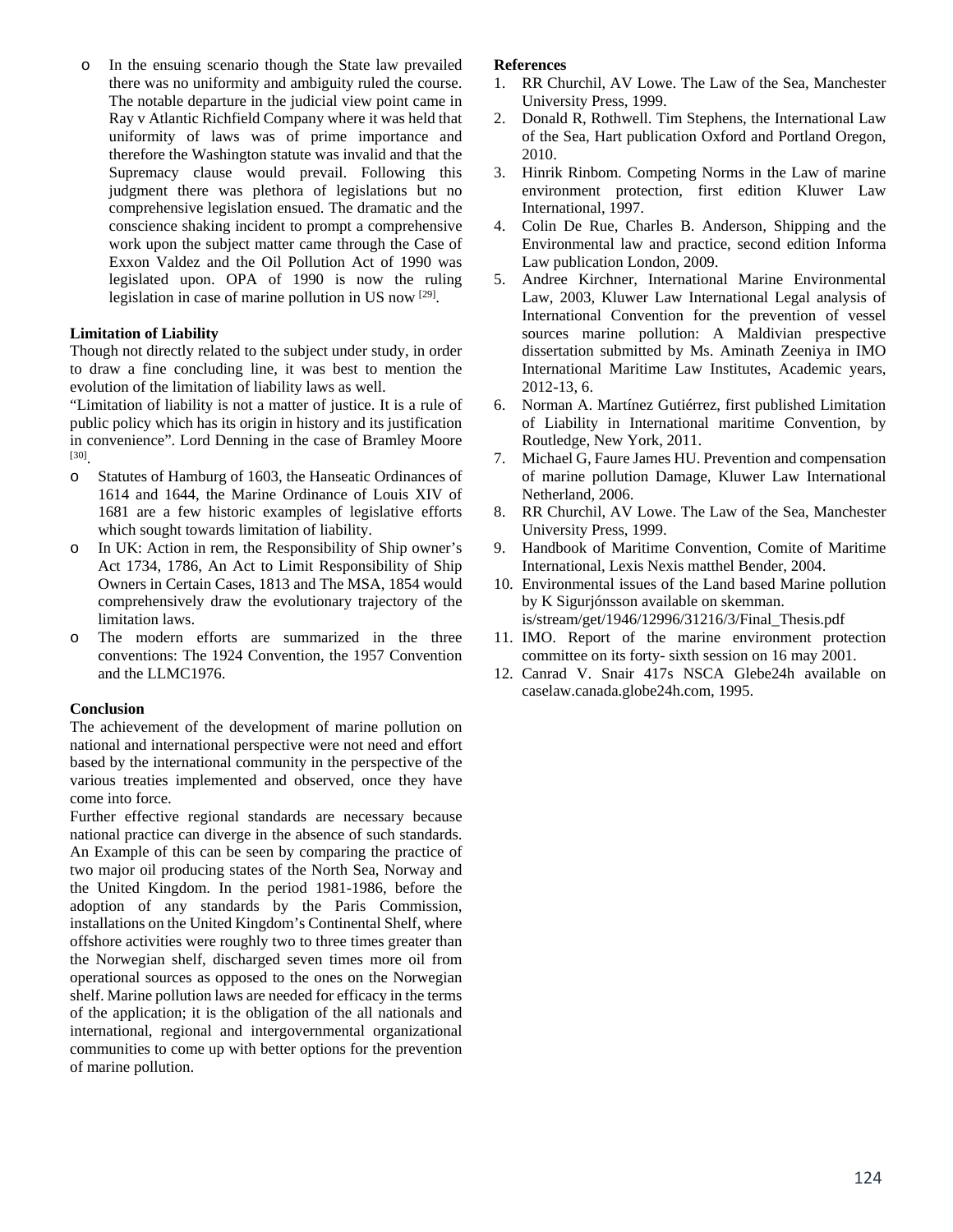- In the ensuing scenario though the State law prevailed there was no uniformity and ambiguity ruled the course. The notable departure in the judicial view point came in Ray v Atlantic Richfield Company where it was held that uniformity of laws was of prime importance and therefore the Washington statute was invalid and that the Supremacy clause would prevail. Following this judgment there was plethora of legislations but no comprehensive legislation ensued. The dramatic and the conscience shaking incident to prompt a comprehensive work upon the subject matter came through the Case of Exxon Valdez and the Oil Pollution Act of 1990 was legislated upon. OPA of 1990 is now the ruling legislation in case of marine pollution in US now [29].

**Limitation of Liability**

Though not directly related to the subject under study, in order to draw a fine concluding line, it was best to mention the evolution of the limitation of liability laws as well.

"Limitation of liability is not a matter of justice. It is a rule of public policy which has its origin in history and its justification in convenience". Lord Denning in the case of Bramley Moore [30].

- Statutes of Hamburg of 1603, the Hanseatic Ordinances of 1614 and 1644, the Marine Ordinance of Louis XIV of 1681 are a few historic examples of legislative efforts which sought towards limitation of liability.
- In UK: Action in rem, the Responsibility of Ship owner's Act 1734, 1786, An Act to Limit Responsibility of Ship Owners in Certain Cases, 1813 and The MSA, 1854 would comprehensively draw the evolutionary trajectory of the limitation laws.
- The modern efforts are summarized in the three conventions: The 1924 Convention, the 1957 Convention and the LLMC1976.

**Conclusion**

The achievement of the development of marine pollution on national and international perspective were not need and effort based by the international community in the perspective of the various treaties implemented and observed, once they have come into force.

Further effective regional standards are necessary because national practice can diverge in the absence of such standards. An Example of this can be seen by comparing the practice of two major oil producing states of the North Sea, Norway and the United Kingdom. In the period 1981-1986, before the adoption of any standards by the Paris Commission, installations on the United Kingdom's Continental Shelf, where offshore activities were roughly two to three times greater than the Norwegian shelf, discharged seven times more oil from operational sources as opposed to the ones on the Norwegian shelf. Marine pollution laws are needed for efficacy in the terms of the application; it is the obligation of the all nationals and international, regional and intergovernmental organizational communities to come up with better options for the prevention of marine pollution.

**References**

1. RR Churchil, AV Lowe. The Law of the Sea, Manchester University Press, 1999.
2. Donald R, Rothwell. Tim Stephens, the International Law of the Sea, Hart publication Oxford and Portland Oregon, 2010.
3. Hinrik Rinbom. Competing Norms in the Law of marine environment protection, first edition Kluwer Law International, 1997.
4. Colin De Rue, Charles B. Anderson, Shipping and the Environmental law and practice, second edition Informa Law publication London, 2009.
5. Andree Kirchner, International Marine Environmental Law, 2003, Kluwer Law International Legal analysis of International Convention for the prevention of vessel sources marine pollution: A Maldivian prespective dissertation submitted by Ms. Aminath Zeeniya in IMO International Maritime Law Institutes, Academic years, 2012-13, 6.
6. Norman A. Martínez Gutiérrez, first published Limitation of Liability in International maritime Convention, by Routledge, New York, 2011.
7. Michael G, Faure James HU. Prevention and compensation of marine pollution Damage, Kluwer Law International Netherland, 2006.
8. RR Churchil, AV Lowe. The Law of the Sea, Manchester University Press, 1999.
9. Handbook of Maritime Convention, Comite of Maritime International, Lexis Nexis matthel Bender, 2004.
10. Environmental issues of the Land based Marine pollution by K Sigurjónsson available on skemman. is/stream/get/1946/12996/31216/3/Final_Thesis.pdf
11. IMO. Report of the marine environment protection committee on its forty- sixth session on 16 may 2001.
12. Canrad V. Snair 417s NSCA Glebe24h available on caselaw.canada.globe24h.com, 1995.